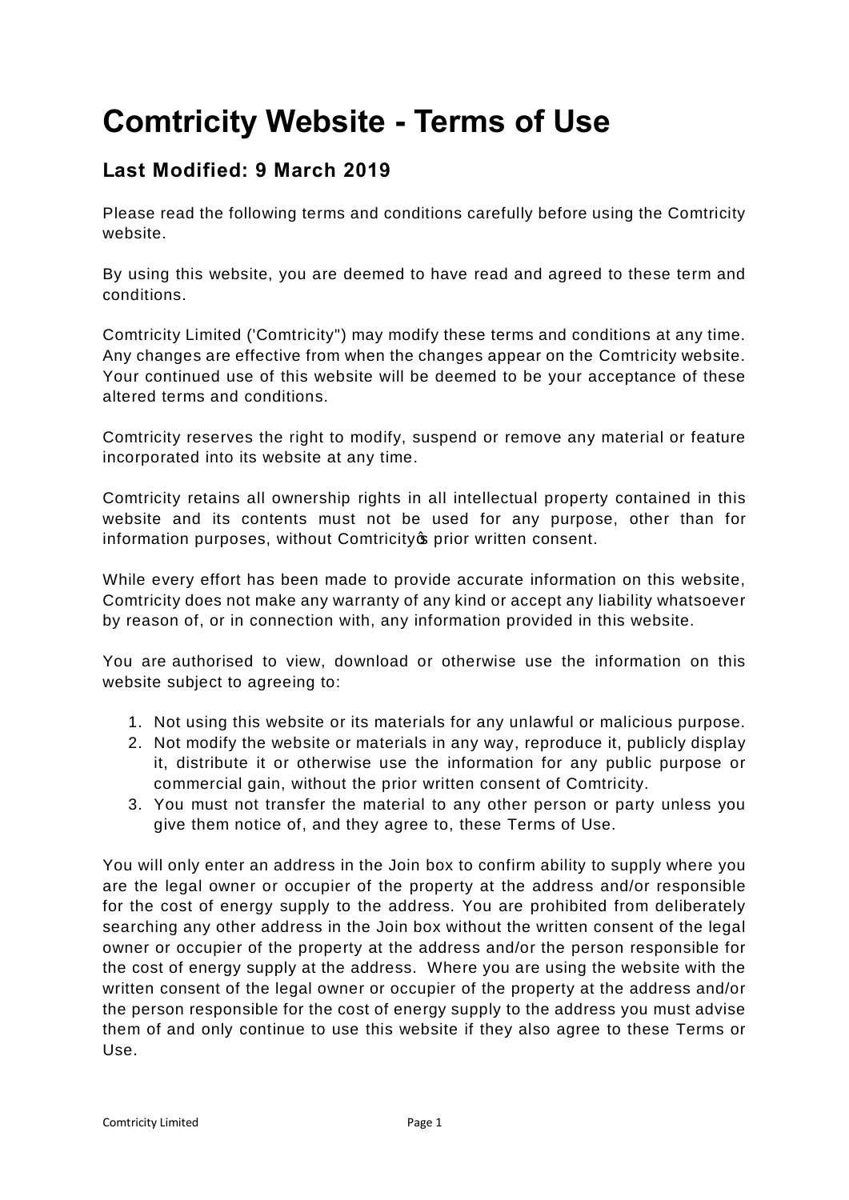# Comtricity Website - Terms of Use

## Last Modified: 9 March 2019

Please read the following terms and conditions carefully before using the Comtricity website.

By using this website, you are deemed to have read and agreed to these term and conditions.

Comtricity Limited ('Comtricity") may modify these terms and conditions at any time. Any changes are effective from when the changes appear on the Comtricity website. Your continued use of this website will be deemed to be your acceptance of these altered terms and conditions.

Comtricity reserves the right to modify, suspend or remove any material or feature incorporated into its website at any time.

Comtricity retains all ownership rights in all intellectual property contained in this website and its contents must not be used for any purpose, other than for information purposes, without Comtricity's prior written consent.

While every effort has been made to provide accurate information on this website, Comtricity does not make any warranty of any kind or accept any liability whatsoever by reason of, or in connection with, any information provided in this website.

You are authorised to view, download or otherwise use the information on this website subject to agreeing to:

1. Not using this website or its materials for any unlawful or malicious purpose.
2. Not modify the website or materials in any way, reproduce it, publicly display it, distribute it or otherwise use the information for any public purpose or commercial gain, without the prior written consent of Comtricity.
3. You must not transfer the material to any other person or party unless you give them notice of, and they agree to, these Terms of Use.

You will only enter an address in the Join box to confirm ability to supply where you are the legal owner or occupier of the property at the address and/or responsible for the cost of energy supply to the address. You are prohibited from deliberately searching any other address in the Join box without the written consent of the legal owner or occupier of the property at the address and/or the person responsible for the cost of energy supply at the address. Where you are using the website with the written consent of the legal owner or occupier of the property at the address and/or the person responsible for the cost of energy supply to the address you must advise them of and only continue to use this website if they also agree to these Terms or Use.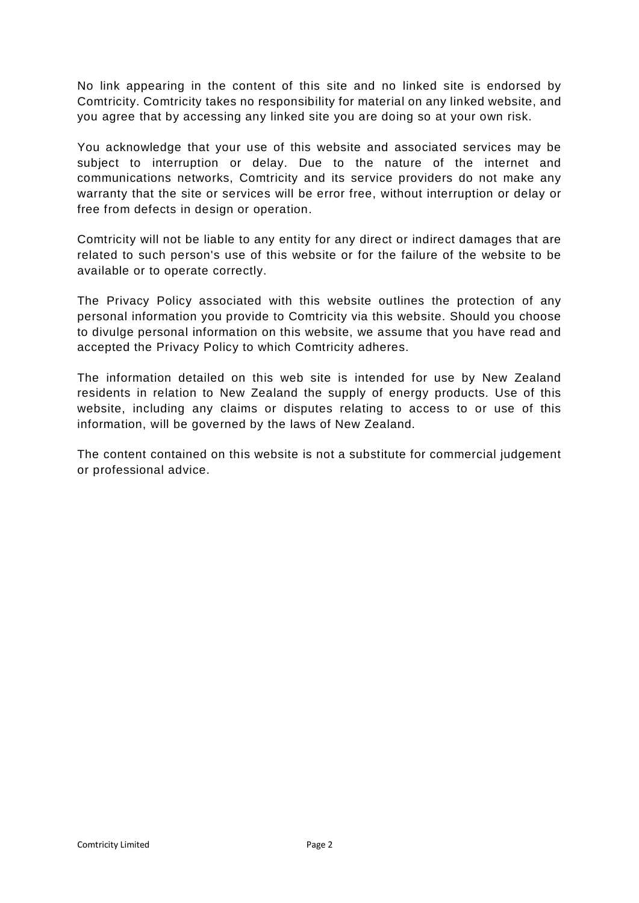No link appearing in the content of this site and no linked site is endorsed by Comtricity. Comtricity takes no responsibility for material on any linked website, and you agree that by accessing any linked site you are doing so at your own risk.

You acknowledge that your use of this website and associated services may be subject to interruption or delay. Due to the nature of the internet and communications networks, Comtricity and its service providers do not make any warranty that the site or services will be error free, without interruption or delay or free from defects in design or operation.

Comtricity will not be liable to any entity for any direct or indirect damages that are related to such person's use of this website or for the failure of the website to be available or to operate correctly.

The Privacy Policy associated with this website outlines the protection of any personal information you provide to Comtricity via this website. Should you choose to divulge personal information on this website, we assume that you have read and accepted the Privacy Policy to which Comtricity adheres.

The information detailed on this web site is intended for use by New Zealand residents in relation to New Zealand the supply of energy products. Use of this website, including any claims or disputes relating to access to or use of this information, will be governed by the laws of New Zealand.

The content contained on this website is not a substitute for commercial judgement or professional advice.